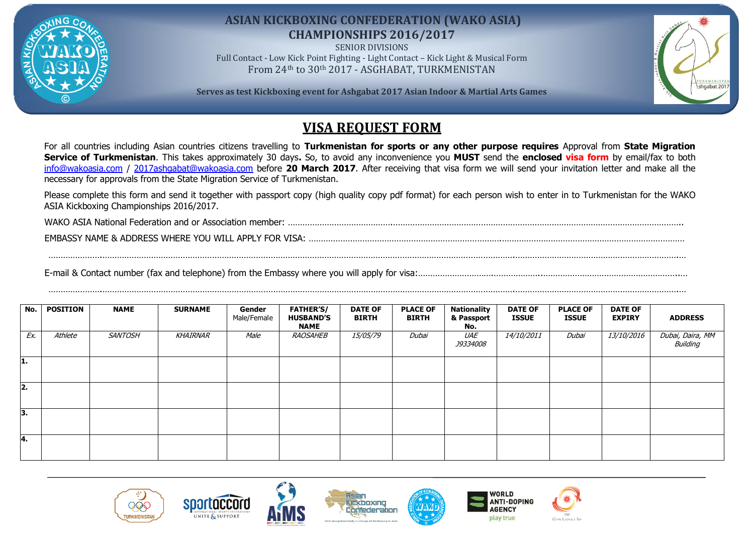# ASIAN KICKBOXING CONFEDERATION (WAKO ASIA)
## CHAMPIONSHIPS 2016/2017

SENIOR DIVISIONS

Full Contact - Low Kick Point Fighting - Light Contact – Kick Light & Musical Form

From 24th to 30th 2017 - ASGHABAT, TURKMENISTAN

**Serves as test Kickboxing event for Ashgabat 2017 Asian Indoor & Martial Arts Games**

# VISA REQUEST FORM

For all countries including Asian countries citizens travelling to **Turkmenistan for sports or any other purpose requires** Approval from **State Migration Service of Turkmenistan**. This takes approximately 30 days**.** So, to avoid any inconvenience you **MUST** send the **enclosed visa form** by email/fax to both info@wakoasia.com / 2017ashgabat@wakoasia.com before **20 March 2017**. After receiving that visa form we will send your invitation letter and make all the necessary for approvals from the State Migration Service of Turkmenistan.

Please complete this form and send it together with passport copy (high quality copy pdf format) for each person wish to enter in to Turkmenistan for the WAKO ASIA Kickboxing Championships 2016/2017.

WAKO ASIA National Federation and or Association member: ……………………………………………………………………………………………

EMBASSY NAME & ADDRESS WHERE YOU WILL APPLY FOR VISA: ……………………………………………………………………………………

……………………………………………………………………………………………………………………………………………………………

E-mail & Contact number (fax and telephone) from the Embassy where you will apply for visa:………………………………………………………

……………………………………………………………………………………………………………………………………………………………

| No. | POSITION | NAME | SURNAME | Gender Male/Female | FATHER'S/ HUSBAND'S NAME | DATE OF BIRTH | PLACE OF BIRTH | Nationality & Passport No. | DATE OF ISSUE | PLACE OF ISSUE | DATE OF EXPIRY | ADDRESS |
|---|---|---|---|---|---|---|---|---|---|---|---|---|
| *Ex.* | *Athlete* | *SANTOSH* | *KHAIRNAR* | *Male* | *RAOSAHEB* | *15/05/79* | *Dubai* | *UAE J9334008* | *14/10/2011* | *Dubai* | *13/10/2016* | *Dubai, Daira, MM Building* |
| **1.** | | | | | | | | | | | | |
| **2.** | | | | | | | | | | | | |
| **3.** | | | | | | | | | | | | |
| **4.** | | | | | | | | | | | | |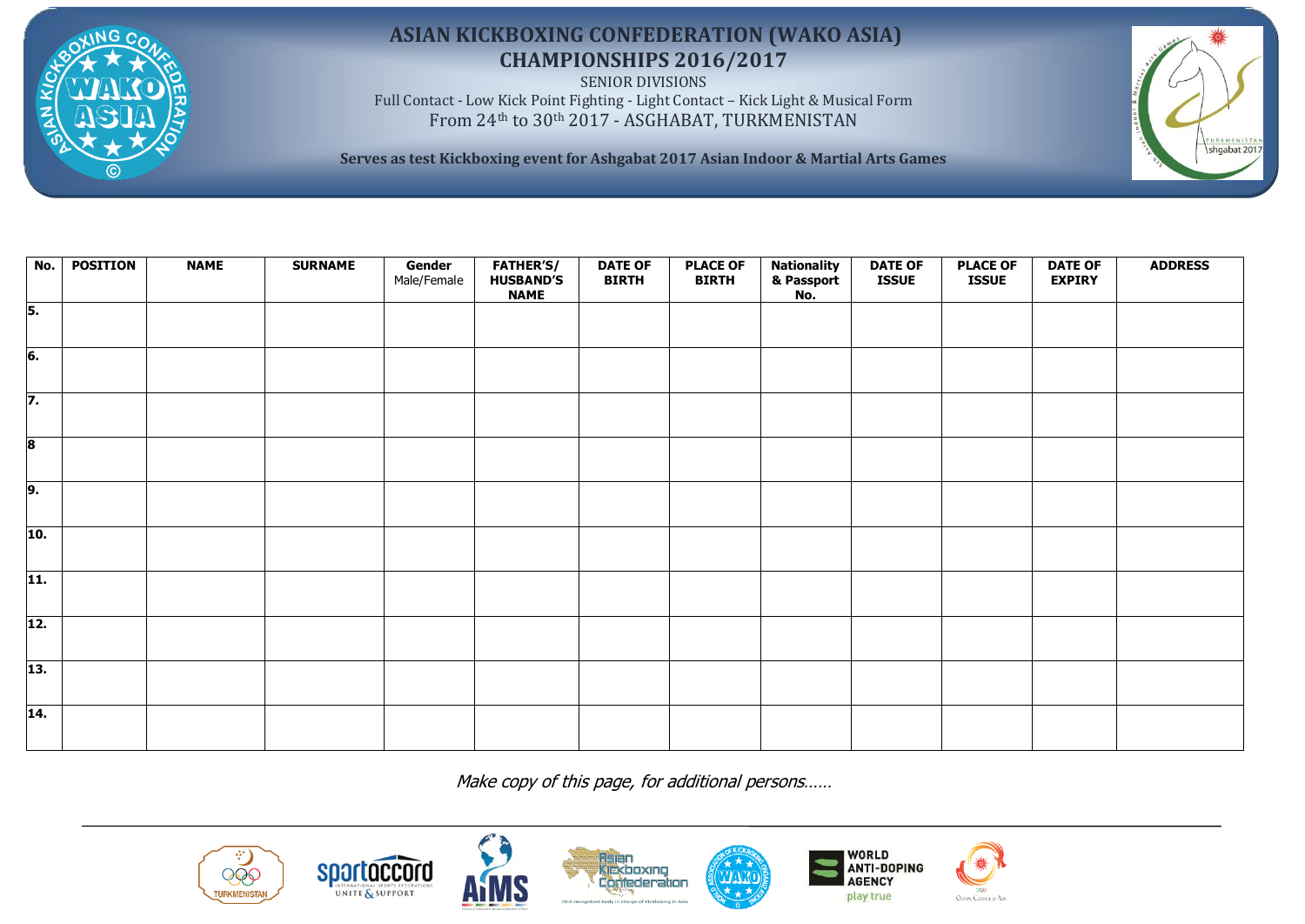# ASIAN KICKBOXING CONFEDERATION (WAKO ASIA)
## CHAMPIONSHIPS 2016/2017

SENIOR DIVISIONS

Full Contact - Low Kick Point Fighting - Light Contact – Kick Light & Musical Form

From 24th to 30th 2017 - ASGHABAT, TURKMENISTAN

**Serves as test Kickboxing event for Ashgabat 2017 Asian Indoor & Martial Arts Games**

| No. | POSITION | NAME | SURNAME | Gender Male/Female | FATHER'S/ HUSBAND'S NAME | DATE OF BIRTH | PLACE OF BIRTH | Nationality & Passport No. | DATE OF ISSUE | PLACE OF ISSUE | DATE OF EXPIRY | ADDRESS |
|---|---|---|---|---|---|---|---|---|---|---|---|---|
| 5. | | | | | | | | | | | | |
| 6. | | | | | | | | | | | | |
| 7. | | | | | | | | | | | | |
| 8 | | | | | | | | | | | | |
| 9. | | | | | | | | | | | | |
| 10. | | | | | | | | | | | | |
| 11. | | | | | | | | | | | | |
| 12. | | | | | | | | | | | | |
| 13. | | | | | | | | | | | | |
| 14. | | | | | | | | | | | | |

*Make copy of this page, for additional persons……*